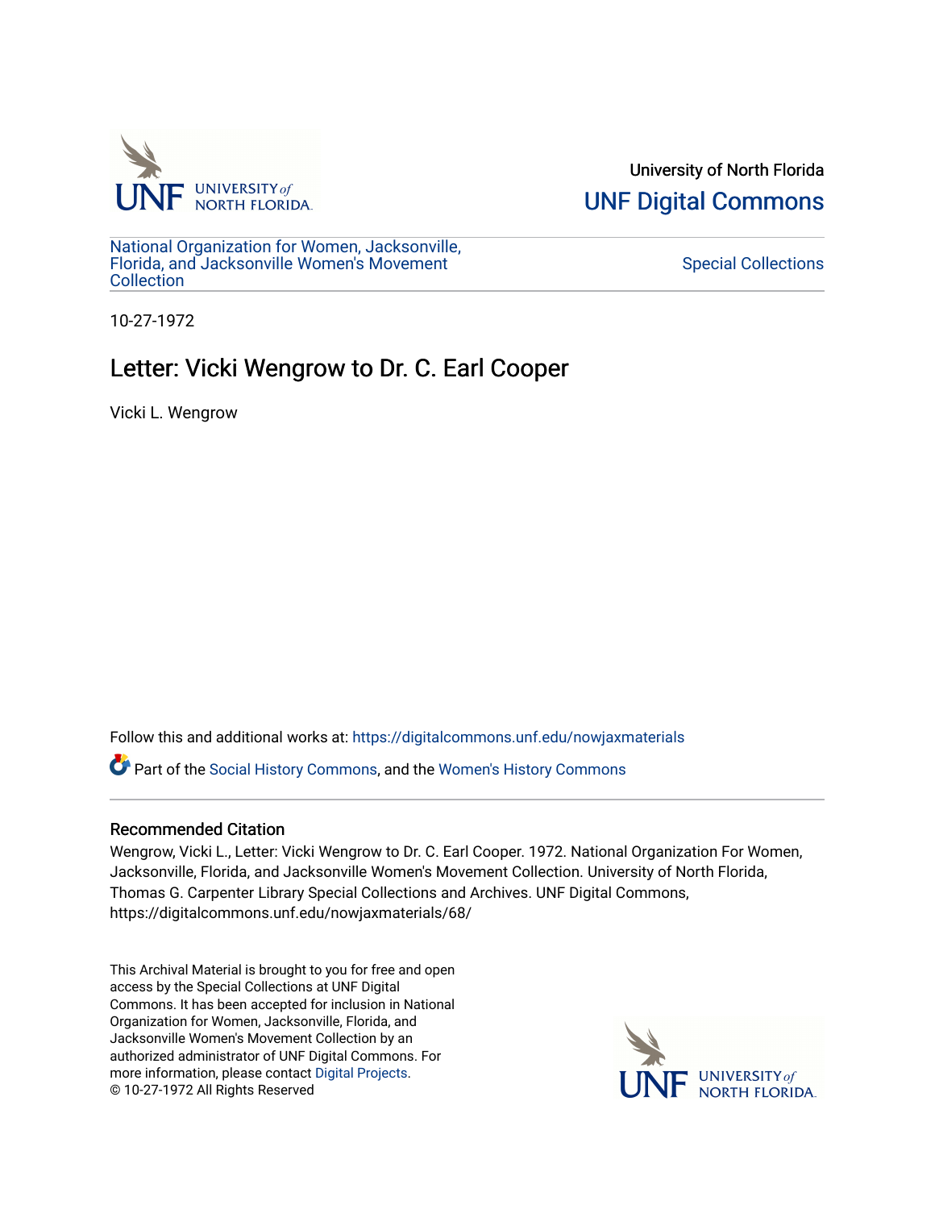University of North Florida

UNF Digital Commons

National Organization for Women, Jacksonville, Florida, and Jacksonville Women's Movement Collection

Special Collections

10-27-1972

# Letter: Vicki Wengrow to Dr. C. Earl Cooper

Vicki L. Wengrow

Follow this and additional works at: https://digitalcommons.unf.edu/nowjaxmaterials

Part of the Social History Commons, and the Women's History Commons

### Recommended Citation

Wengrow, Vicki L., Letter: Vicki Wengrow to Dr. C. Earl Cooper. 1972. National Organization For Women, Jacksonville, Florida, and Jacksonville Women's Movement Collection. University of North Florida, Thomas G. Carpenter Library Special Collections and Archives. UNF Digital Commons, https://digitalcommons.unf.edu/nowjaxmaterials/68/

This Archival Material is brought to you for free and open access by the Special Collections at UNF Digital Commons. It has been accepted for inclusion in National Organization for Women, Jacksonville, Florida, and Jacksonville Women's Movement Collection by an authorized administrator of UNF Digital Commons. For more information, please contact Digital Projects.
© 10-27-1972 All Rights Reserved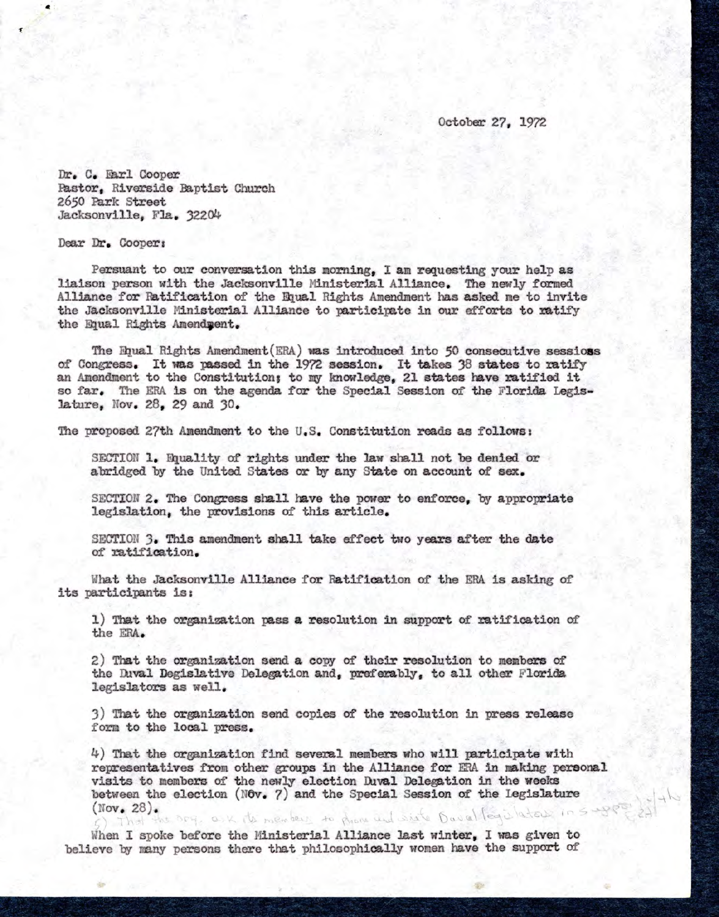October 27, 1972

Dr. C. Earl Cooper
Pastor, Riverside Baptist Church
2650 Park Street
Jacksonville, Fla. 32204

Dear Dr. Cooper:

Persuant to our conversation this morning, I am requesting your help as liaison person with the Jacksonville Ministerial Alliance. The newly formed Alliance for Ratification of the Equal Rights Amendment has asked me to invite the Jacksonville Ministerial Alliance to participate in our efforts to ratify the Equal Rights Amendment.

The Equal Rights Amendment(ERA) was introduced into 50 consecutive sessioss of Congress. It was passed in the 1972 session. It takes 38 states to ratify an Amendment to the Constitution; to my knowledge, 21 states have ratified it so far. The ERA is on the agenda for the Special Session of the Florida Legislature, Nov. 28, 29 and 30.

The proposed 27th Amendment to the U.S. Constitution reads as follows:

> SECTION 1. Equality of rights under the law shall not be denied or abridged by the United States or by any State on account of sex.
>
> SECTION 2. The Congress shall have the power to enforce, by appropriate legislation, the provisions of this article.
>
> SECTION 3. This amendment shall take effect two years after the date of ratification.

What the Jacksonville Alliance for Ratification of the ERA is asking of its participants is:

1) That the organization pass a resolution in support of ratification of the ERA.

2) That the organization send a copy of their resolution to members of the Duval Degislative Delegation and, preferably, to all other Florida legislators as well.

3) That the organization send copies of the resolution in press release form to the local press.

4) That the organization find several members who will participate with representatives from other groups in the Alliance for ERA in making personal visits to members of the newly election Duval Delegation in the weeks between the election (N6v. 7) and the Special Session of the Legislature (Nov. 28).

5) That the org. ask its members to phone and write Duval legislators in support [illegible]

When I spoke before the Ministerial Alliance last winter, I was given to believe by many persons there that philosophically women have the support of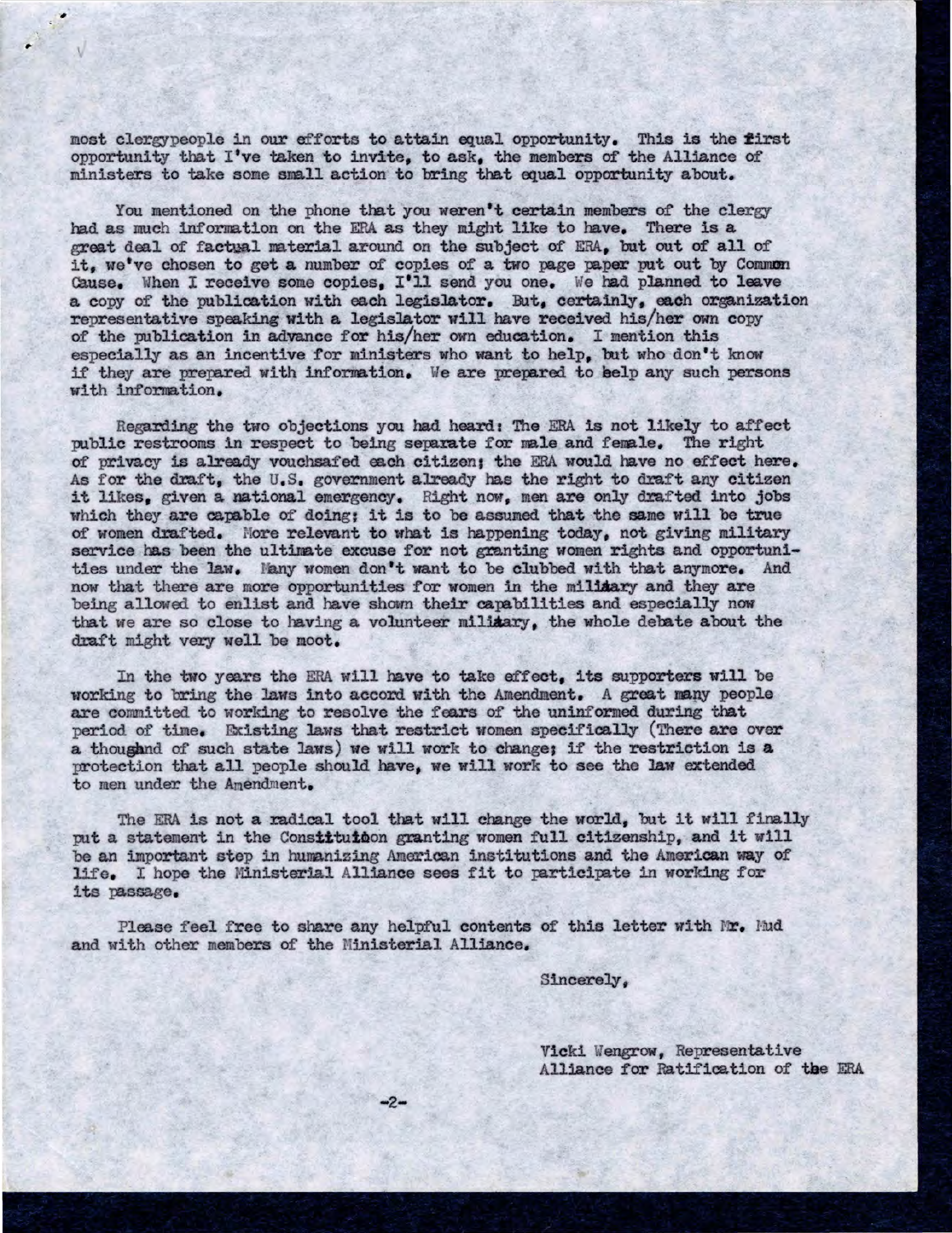most clergypeople in our efforts to attain equal opportunity. This is the first opportunity that I've taken to invite, to ask, the members of the Alliance of ministers to take some small action to bring that equal opportunity about.

You mentioned on the phone that you weren't certain members of the clergy had as much information on the ERA as they might like to have. There is a great deal of factual material around on the subject of ERA, but out of all of it, we've chosen to get a number of copies of a two page paper put out by Common Cause. When I receive some copies, I'll send you one. We had planned to leave a copy of the publication with each legislator. But, certainly, each organization representative speaking with a legislator will have received his/her own copy of the publication in advance for his/her own education. I mention this especially as an incentive for ministers who want to help, but who don't know if they are prepared with information. We are prepared to help any such persons with information.

Regarding the two objections you had heard: The ERA is not likely to affect public restrooms in respect to being separate for male and female. The right of privacy is already vouchsafed each citizen; the ERA would have no effect here. As for the draft, the U.S. government already has the right to draft any citizen it likes, given a national emergency. Right now, men are only drafted into jobs which they are capable of doing; it is to be assumed that the same will be true of women drafted. More relevant to what is happening today, not giving military service has been the ultimate excuse for not granting women rights and opportunities under the law. Many women don't want to be clubbed with that anymore. And now that there are more opportunities for women in the military and they are being allowed to enlist and have shown their capabilities and especially now that we are so close to having a volunteer military, the whole debate about the draft might very well be moot.

In the two years the ERA will have to take effect, its supporters will be working to bring the laws into accord with the Amendment. A great many people are committed to working to resolve the fears of the uninformed during that period of time. Existing laws that restrict women specifically (There are over a thousand of such state laws) we will work to change; if the restriction is a protection that all people should have, we will work to see the law extended to men under the Amendment.

The ERA is not a radical tool that will change the world, but it will finally put a statement in the Constitution granting women full citizenship, and it will be an important step in humanizing American institutions and the American way of life. I hope the Ministerial Alliance sees fit to participate in working for its passage.

Please feel free to share any helpful contents of this letter with Mr. Mud and with other members of the Ministerial Alliance.

Sincerely,

Vicki Wengrow, Representative
Alliance for Ratification of the ERA